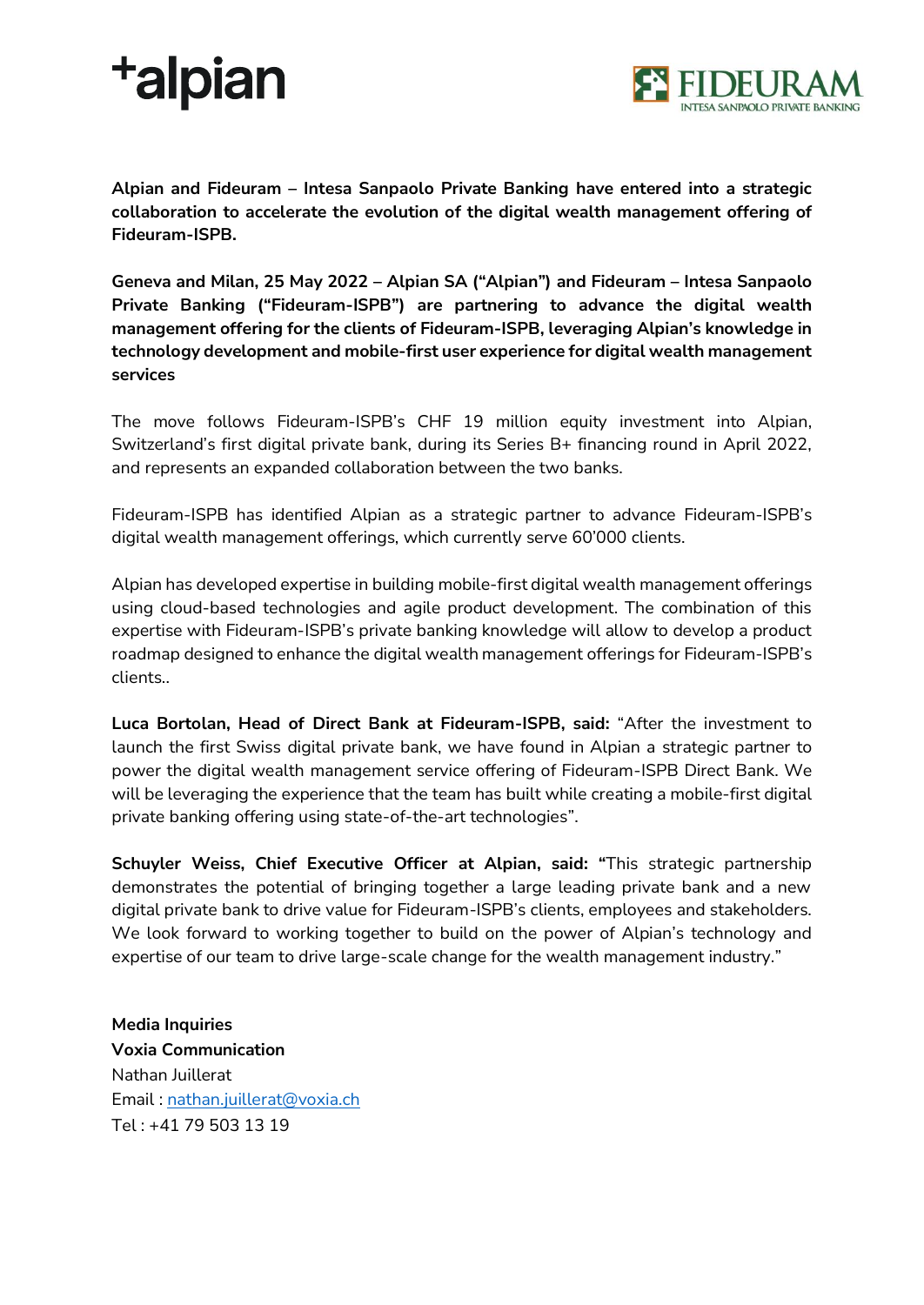**Alpian and Fideuram – Intesa Sanpaolo Private Banking have entered into a strategic collaboration to accelerate the evolution of the digital wealth management offering of Fideuram-ISPB.**

**Geneva and Milan, 25 May 2022 – Alpian SA ("Alpian") and Fideuram – Intesa Sanpaolo Private Banking ("Fideuram-ISPB") are partnering to advance the digital wealth management offering for the clients of Fideuram-ISPB, leveraging Alpian's knowledge in technology development and mobile-first user experience for digital wealth management services**

The move follows Fideuram-ISPB's CHF 19 million equity investment into Alpian, Switzerland's first digital private bank, during its Series B+ financing round in April 2022, and represents an expanded collaboration between the two banks.

Fideuram-ISPB has identified Alpian as a strategic partner to advance Fideuram-ISPB's digital wealth management offerings, which currently serve 60'000 clients.

Alpian has developed expertise in building mobile-first digital wealth management offerings using cloud-based technologies and agile product development. The combination of this expertise with Fideuram-ISPB's private banking knowledge will allow to develop a product roadmap designed to enhance the digital wealth management offerings for Fideuram-ISPB's clients..

**Luca Bortolan, Head of Direct Bank at Fideuram-ISPB, said:** "After the investment to launch the first Swiss digital private bank, we have found in Alpian a strategic partner to power the digital wealth management service offering of Fideuram-ISPB Direct Bank. We will be leveraging the experience that the team has built while creating a mobile-first digital private banking offering using state-of-the-art technologies".

**Schuyler Weiss, Chief Executive Officer at Alpian, said: "**This strategic partnership demonstrates the potential of bringing together a large leading private bank and a new digital private bank to drive value for Fideuram-ISPB's clients, employees and stakeholders. We look forward to working together to build on the power of Alpian's technology and expertise of our team to drive large-scale change for the wealth management industry."

**Media Inquiries**
**Voxia Communication**
Nathan Juillerat
Email : nathan.juillerat@voxia.ch
Tel : +41 79 503 13 19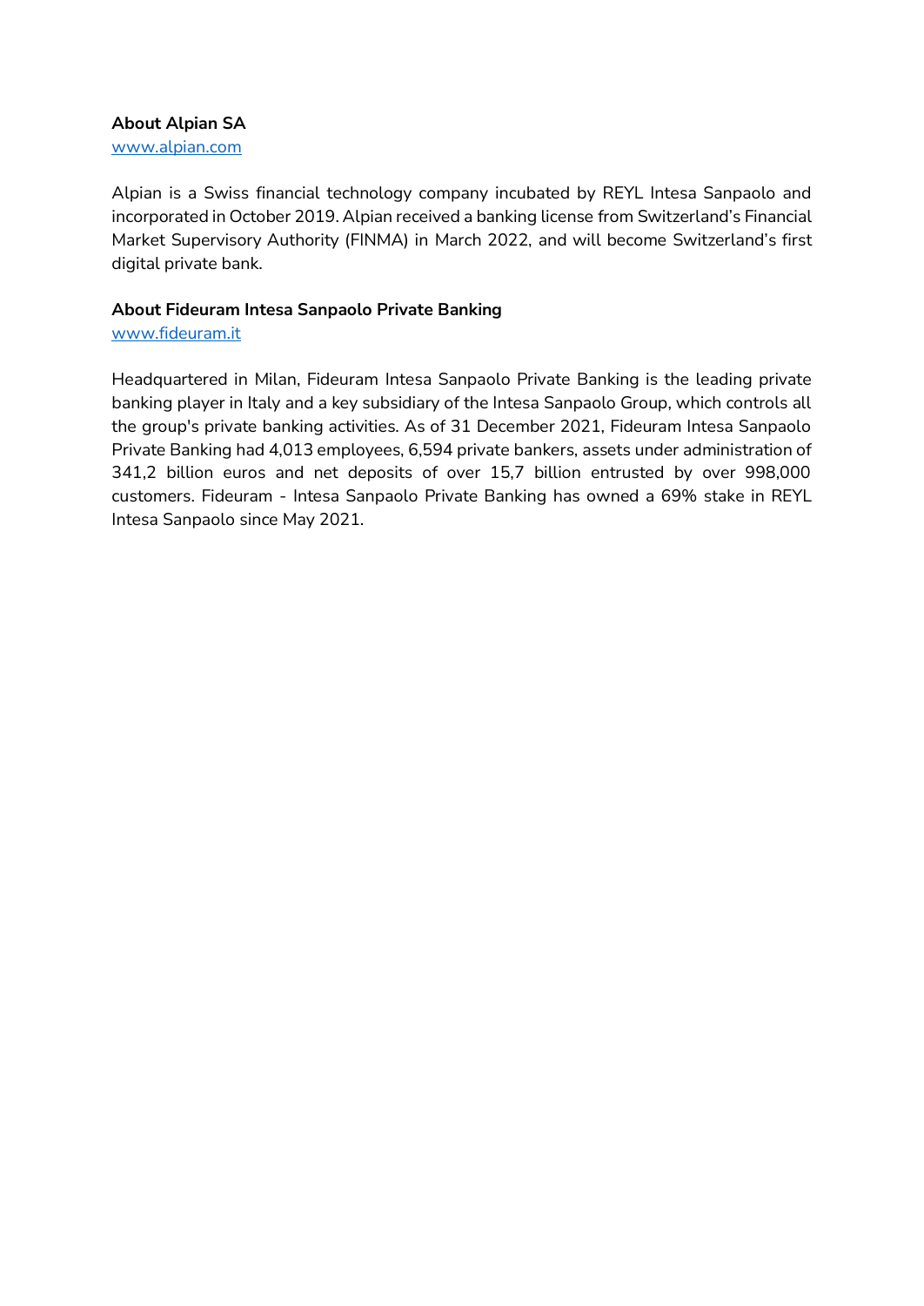**About Alpian SA**
[www.alpian.com](http://www.alpian.com)

Alpian is a Swiss financial technology company incubated by REYL Intesa Sanpaolo and incorporated in October 2019. Alpian received a banking license from Switzerland's Financial Market Supervisory Authority (FINMA) in March 2022, and will become Switzerland's first digital private bank.

**About Fideuram Intesa Sanpaolo Private Banking**
[www.fideuram.it](http://www.fideuram.it)

Headquartered in Milan, Fideuram Intesa Sanpaolo Private Banking is the leading private banking player in Italy and a key subsidiary of the Intesa Sanpaolo Group, which controls all the group's private banking activities. As of 31 December 2021, Fideuram Intesa Sanpaolo Private Banking had 4,013 employees, 6,594 private bankers, assets under administration of 341,2 billion euros and net deposits of over 15,7 billion entrusted by over 998,000 customers. Fideuram - Intesa Sanpaolo Private Banking has owned a 69% stake in REYL Intesa Sanpaolo since May 2021.